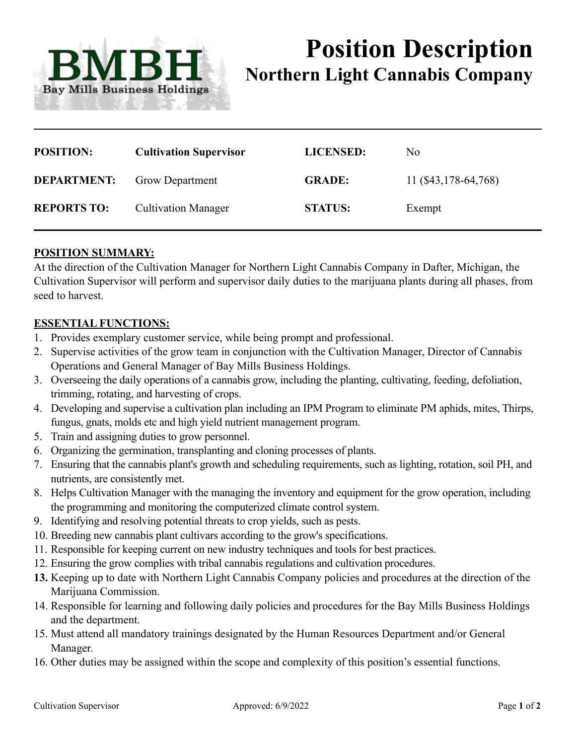BMBH
Bay Mills Business Holdings

# Position Description
## Northern Light Cannabis Company

| | | | |
|---|---|---|---|
| **POSITION:** | **Cultivation Supervisor** | **LICENSED:** | No |
| **DEPARTMENT:** | Grow Department | **GRADE:** | 11 ($43,178-64,768) |
| **REPORTS TO:** | Cultivation Manager | **STATUS:** | Exempt |

**POSITION SUMMARY:**

At the direction of the Cultivation Manager for Northern Light Cannabis Company in Dafter, Michigan, the Cultivation Supervisor will perform and supervisor daily duties to the marijuana plants during all phases, from seed to harvest.

**ESSENTIAL FUNCTIONS:**

1. Provides exemplary customer service, while being prompt and professional.
2. Supervise activities of the grow team in conjunction with the Cultivation Manager, Director of Cannabis Operations and General Manager of Bay Mills Business Holdings.
3. Overseeing the daily operations of a cannabis grow, including the planting, cultivating, feeding, defoliation, trimming, rotating, and harvesting of crops.
4. Developing and supervise a cultivation plan including an IPM Program to eliminate PM aphids, mites, Thirps, fungus, gnats, molds etc and high yield nutrient management program.
5. Train and assigning duties to grow personnel.
6. Organizing the germination, transplanting and cloning processes of plants.
7. Ensuring that the cannabis plant's growth and scheduling requirements, such as lighting, rotation, soil PH, and nutrients, are consistently met.
8. Helps Cultivation Manager with the managing the inventory and equipment for the grow operation, including the programming and monitoring the computerized climate control system.
9. Identifying and resolving potential threats to crop yields, such as pests.
10. Breeding new cannabis plant cultivars according to the grow's specifications.
11. Responsible for keeping current on new industry techniques and tools for best practices.
12. Ensuring the grow complies with tribal cannabis regulations and cultivation procedures.
13. Keeping up to date with Northern Light Cannabis Company policies and procedures at the direction of the Marijuana Commission.
14. Responsible for learning and following daily policies and procedures for the Bay Mills Business Holdings and the department.
15. Must attend all mandatory trainings designated by the Human Resources Department and/or General Manager.
16. Other duties may be assigned within the scope and complexity of this position's essential functions.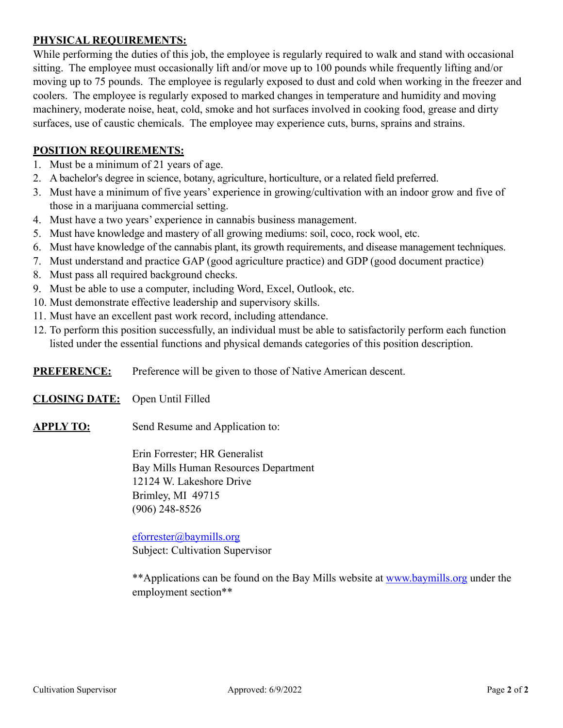**PHYSICAL REQUIREMENTS:**

While performing the duties of this job, the employee is regularly required to walk and stand with occasional sitting. The employee must occasionally lift and/or move up to 100 pounds while frequently lifting and/or moving up to 75 pounds. The employee is regularly exposed to dust and cold when working in the freezer and coolers. The employee is regularly exposed to marked changes in temperature and humidity and moving machinery, moderate noise, heat, cold, smoke and hot surfaces involved in cooking food, grease and dirty surfaces, use of caustic chemicals. The employee may experience cuts, burns, sprains and strains.

**POSITION REQUIREMENTS:**

1. Must be a minimum of 21 years of age.
2. A bachelor's degree in science, botany, agriculture, horticulture, or a related field preferred.
3. Must have a minimum of five years' experience in growing/cultivation with an indoor grow and five of those in a marijuana commercial setting.
4. Must have a two years' experience in cannabis business management.
5. Must have knowledge and mastery of all growing mediums: soil, coco, rock wool, etc.
6. Must have knowledge of the cannabis plant, its growth requirements, and disease management techniques.
7. Must understand and practice GAP (good agriculture practice) and GDP (good document practice)
8. Must pass all required background checks.
9. Must be able to use a computer, including Word, Excel, Outlook, etc.
10. Must demonstrate effective leadership and supervisory skills.
11. Must have an excellent past work record, including attendance.
12. To perform this position successfully, an individual must be able to satisfactorily perform each function listed under the essential functions and physical demands categories of this position description.

**PREFERENCE:** Preference will be given to those of Native American descent.

**CLOSING DATE:** Open Until Filled

**APPLY TO:** Send Resume and Application to:

Erin Forrester; HR Generalist
Bay Mills Human Resources Department
12124 W. Lakeshore Drive
Brimley, MI 49715
(906) 248-8526

eforrester@baymills.org
Subject: Cultivation Supervisor

**Applications can be found on the Bay Mills website at www.baymills.org under the employment section**

Cultivation Supervisor Approved: 6/9/2022